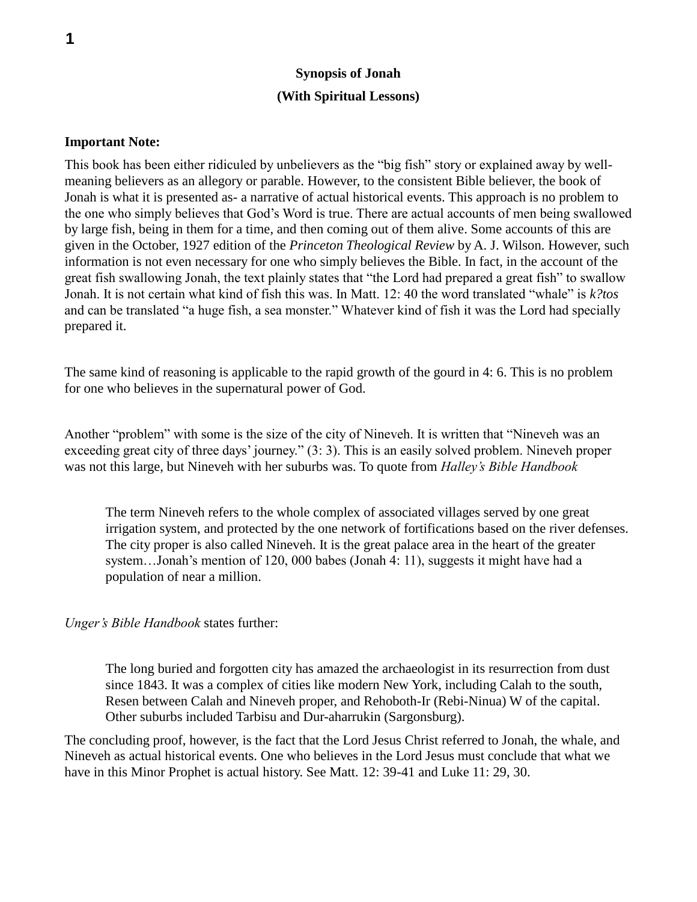## Synopsis of Jonah

### (With Spiritual Lessons)

**Important Note:**

This book has been either ridiculed by unbelievers as the "big fish" story or explained away by well-meaning believers as an allegory or parable. However, to the consistent Bible believer, the book of Jonah is what it is presented as- a narrative of actual historical events. This approach is no problem to the one who simply believes that God's Word is true. There are actual accounts of men being swallowed by large fish, being in them for a time, and then coming out of them alive. Some accounts of this are given in the October, 1927 edition of the *Princeton Theological Review* by A. J. Wilson. However, such information is not even necessary for one who simply believes the Bible. In fact, in the account of the great fish swallowing Jonah, the text plainly states that "the Lord had prepared a great fish" to swallow Jonah. It is not certain what kind of fish this was. In Matt. 12: 40 the word translated "whale" is *k?tos* and can be translated "a huge fish, a sea monster." Whatever kind of fish it was the Lord had specially prepared it.

The same kind of reasoning is applicable to the rapid growth of the gourd in 4: 6. This is no problem for one who believes in the supernatural power of God.

Another "problem" with some is the size of the city of Nineveh. It is written that "Nineveh was an exceeding great city of three days' journey." (3: 3). This is an easily solved problem. Nineveh proper was not this large, but Nineveh with her suburbs was. To quote from *Halley's Bible Handbook*

> The term Nineveh refers to the whole complex of associated villages served by one great irrigation system, and protected by the one network of fortifications based on the river defenses. The city proper is also called Nineveh. It is the great palace area in the heart of the greater system…Jonah's mention of 120, 000 babes (Jonah 4: 11), suggests it might have had a population of near a million.

*Unger's Bible Handbook* states further:

> The long buried and forgotten city has amazed the archaeologist in its resurrection from dust since 1843. It was a complex of cities like modern New York, including Calah to the south, Resen between Calah and Nineveh proper, and Rehoboth-Ir (Rebi-Ninua) W of the capital. Other suburbs included Tarbisu and Dur-aharrukin (Sargonsburg).

The concluding proof, however, is the fact that the Lord Jesus Christ referred to Jonah, the whale, and Nineveh as actual historical events. One who believes in the Lord Jesus must conclude that what we have in this Minor Prophet is actual history. See Matt. 12: 39-41 and Luke 11: 29, 30.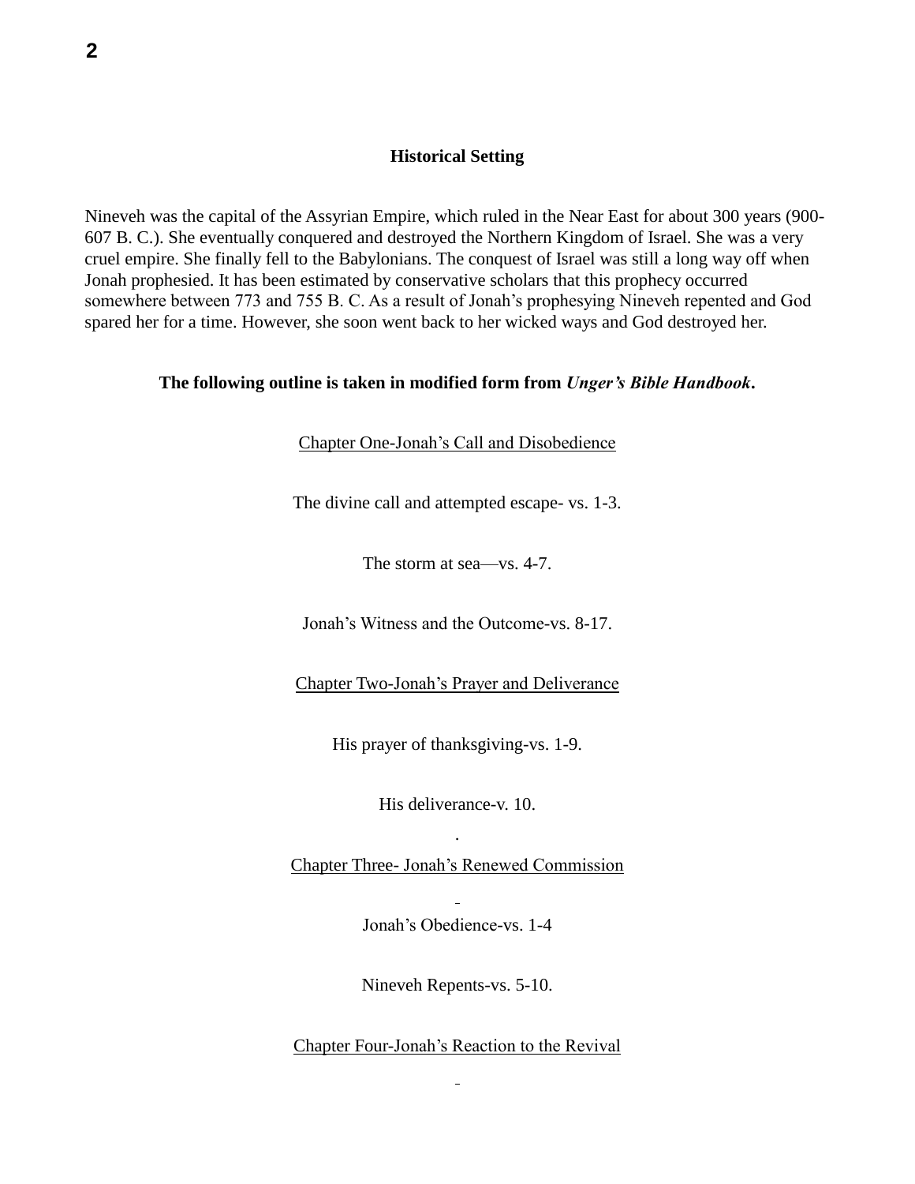## Historical Setting

Nineveh was the capital of the Assyrian Empire, which ruled in the Near East for about 300 years (900-607 B. C.). She eventually conquered and destroyed the Northern Kingdom of Israel. She was a very cruel empire. She finally fell to the Babylonians. The conquest of Israel was still a long way off when Jonah prophesied. It has been estimated by conservative scholars that this prophecy occurred somewhere between 773 and 755 B. C. As a result of Jonah's prophesying Nineveh repented and God spared her for a time. However, she soon went back to her wicked ways and God destroyed her.

**The following outline is taken in modified form from *Unger's Bible Handbook*.**

<u>Chapter One-Jonah's Call and Disobedience</u>

The divine call and attempted escape- vs. 1-3.

The storm at sea—vs. 4-7.

Jonah's Witness and the Outcome-vs. 8-17.

<u>Chapter Two-Jonah's Prayer and Deliverance</u>

His prayer of thanksgiving-vs. 1-9.

His deliverance-v. 10.

<u>Chapter Three- Jonah's Renewed Commission</u>

Jonah's Obedience-vs. 1-4

Nineveh Repents-vs. 5-10.

<u>Chapter Four-Jonah's Reaction to the Revival</u>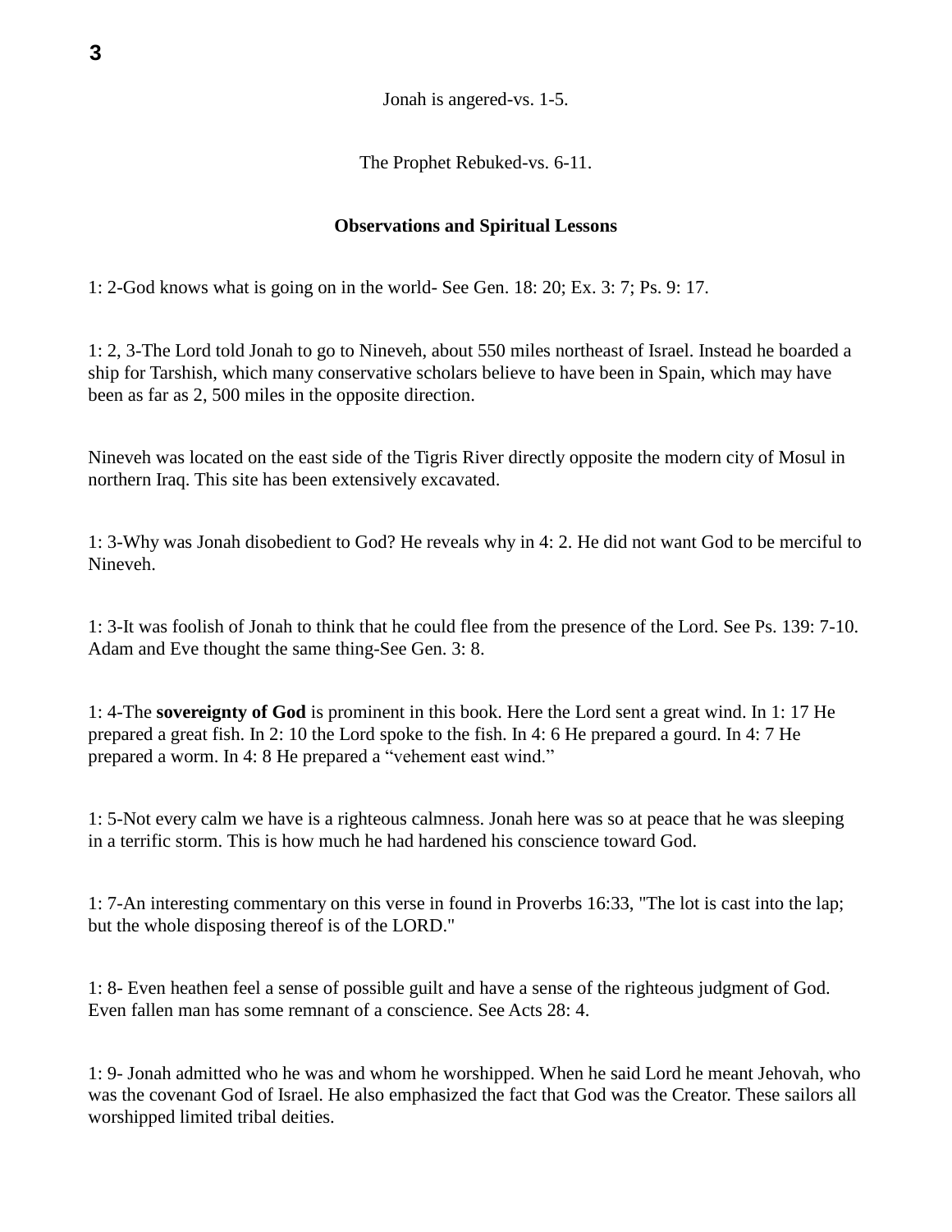Jonah is angered-vs. 1-5.

The Prophet Rebuked-vs. 6-11.

**Observations and Spiritual Lessons**

1: 2-God knows what is going on in the world- See Gen. 18: 20; Ex. 3: 7; Ps. 9: 17.

1: 2, 3-The Lord told Jonah to go to Nineveh, about 550 miles northeast of Israel. Instead he boarded a ship for Tarshish, which many conservative scholars believe to have been in Spain, which may have been as far as 2, 500 miles in the opposite direction.

Nineveh was located on the east side of the Tigris River directly opposite the modern city of Mosul in northern Iraq. This site has been extensively excavated.

1: 3-Why was Jonah disobedient to God? He reveals why in 4: 2. He did not want God to be merciful to Nineveh.

1: 3-It was foolish of Jonah to think that he could flee from the presence of the Lord. See Ps. 139: 7-10. Adam and Eve thought the same thing-See Gen. 3: 8.

1: 4-The **sovereignty of God** is prominent in this book. Here the Lord sent a great wind. In 1: 17 He prepared a great fish. In 2: 10 the Lord spoke to the fish. In 4: 6 He prepared a gourd. In 4: 7 He prepared a worm. In 4: 8 He prepared a "vehement east wind."

1: 5-Not every calm we have is a righteous calmness. Jonah here was so at peace that he was sleeping in a terrific storm. This is how much he had hardened his conscience toward God.

1: 7-An interesting commentary on this verse in found in Proverbs 16:33, "The lot is cast into the lap; but the whole disposing thereof is of the LORD."

1: 8- Even heathen feel a sense of possible guilt and have a sense of the righteous judgment of God. Even fallen man has some remnant of a conscience. See Acts 28: 4.

1: 9- Jonah admitted who he was and whom he worshipped. When he said Lord he meant Jehovah, who was the covenant God of Israel. He also emphasized the fact that God was the Creator. These sailors all worshipped limited tribal deities.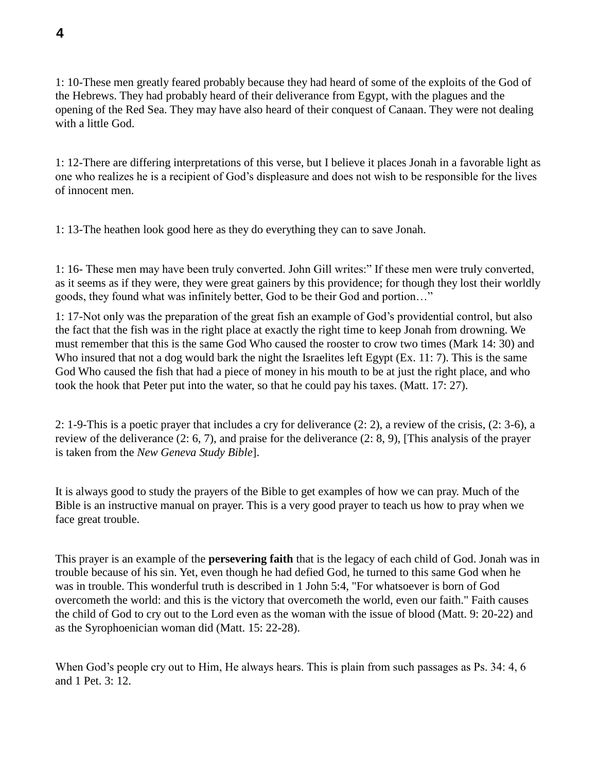1: 10-These men greatly feared probably because they had heard of some of the exploits of the God of the Hebrews. They had probably heard of their deliverance from Egypt, with the plagues and the opening of the Red Sea. They may have also heard of their conquest of Canaan. They were not dealing with a little God.

1: 12-There are differing interpretations of this verse, but I believe it places Jonah in a favorable light as one who realizes he is a recipient of God's displeasure and does not wish to be responsible for the lives of innocent men.

1: 13-The heathen look good here as they do everything they can to save Jonah.

1: 16- These men may have been truly converted. John Gill writes:" If these men were truly converted, as it seems as if they were, they were great gainers by this providence; for though they lost their worldly goods, they found what was infinitely better, God to be their God and portion…"

1: 17-Not only was the preparation of the great fish an example of God's providential control, but also the fact that the fish was in the right place at exactly the right time to keep Jonah from drowning. We must remember that this is the same God Who caused the rooster to crow two times (Mark 14: 30) and Who insured that not a dog would bark the night the Israelites left Egypt (Ex. 11: 7). This is the same God Who caused the fish that had a piece of money in his mouth to be at just the right place, and who took the hook that Peter put into the water, so that he could pay his taxes. (Matt. 17: 27).

2: 1-9-This is a poetic prayer that includes a cry for deliverance (2: 2), a review of the crisis, (2: 3-6), a review of the deliverance (2: 6, 7), and praise for the deliverance (2: 8, 9), [This analysis of the prayer is taken from the *New Geneva Study Bible*].

It is always good to study the prayers of the Bible to get examples of how we can pray. Much of the Bible is an instructive manual on prayer. This is a very good prayer to teach us how to pray when we face great trouble.

This prayer is an example of the **persevering faith** that is the legacy of each child of God. Jonah was in trouble because of his sin. Yet, even though he had defied God, he turned to this same God when he was in trouble. This wonderful truth is described in 1 John 5:4, "For whatsoever is born of God overcometh the world: and this is the victory that overcometh the world, even our faith." Faith causes the child of God to cry out to the Lord even as the woman with the issue of blood (Matt. 9: 20-22) and as the Syrophoenician woman did (Matt. 15: 22-28).

When God's people cry out to Him, He always hears. This is plain from such passages as Ps. 34: 4, 6 and 1 Pet. 3: 12.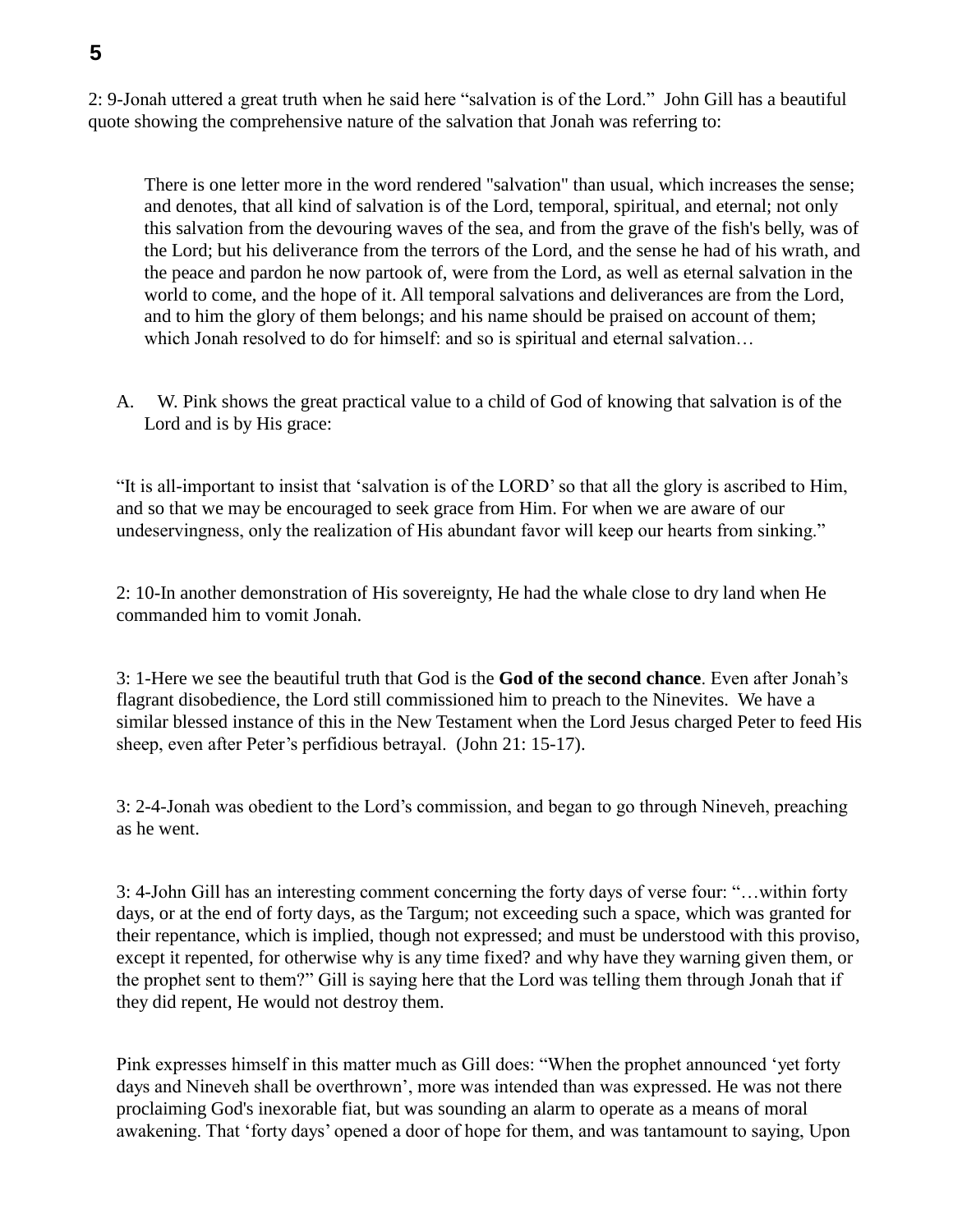2: 9-Jonah uttered a great truth when he said here “salvation is of the Lord.” John Gill has a beautiful quote showing the comprehensive nature of the salvation that Jonah was referring to:

> There is one letter more in the word rendered "salvation" than usual, which increases the sense; and denotes, that all kind of salvation is of the Lord, temporal, spiritual, and eternal; not only this salvation from the devouring waves of the sea, and from the grave of the fish's belly, was of the Lord; but his deliverance from the terrors of the Lord, and the sense he had of his wrath, and the peace and pardon he now partook of, were from the Lord, as well as eternal salvation in the world to come, and the hope of it. All temporal salvations and deliverances are from the Lord, and to him the glory of them belongs; and his name should be praised on account of them; which Jonah resolved to do for himself: and so is spiritual and eternal salvation…

A. W. Pink shows the great practical value to a child of God of knowing that salvation is of the Lord and is by His grace:

“It is all-important to insist that ‘salvation is of the LORD’ so that all the glory is ascribed to Him, and so that we may be encouraged to seek grace from Him. For when we are aware of our undeservingness, only the realization of His abundant favor will keep our hearts from sinking.”

2: 10-In another demonstration of His sovereignty, He had the whale close to dry land when He commanded him to vomit Jonah.

3: 1-Here we see the beautiful truth that God is the **God of the second chance**. Even after Jonah’s flagrant disobedience, the Lord still commissioned him to preach to the Ninevites. We have a similar blessed instance of this in the New Testament when the Lord Jesus charged Peter to feed His sheep, even after Peter’s perfidious betrayal. (John 21: 15-17).

3: 2-4-Jonah was obedient to the Lord’s commission, and began to go through Nineveh, preaching as he went.

3: 4-John Gill has an interesting comment concerning the forty days of verse four: “…within forty days, or at the end of forty days, as the Targum; not exceeding such a space, which was granted for their repentance, which is implied, though not expressed; and must be understood with this proviso, except it repented, for otherwise why is any time fixed? and why have they warning given them, or the prophet sent to them?” Gill is saying here that the Lord was telling them through Jonah that if they did repent, He would not destroy them.

Pink expresses himself in this matter much as Gill does: “When the prophet announced ‘yet forty days and Nineveh shall be overthrown’, more was intended than was expressed. He was not there proclaiming God's inexorable fiat, but was sounding an alarm to operate as a means of moral awakening. That ‘forty days’ opened a door of hope for them, and was tantamount to saying, Upon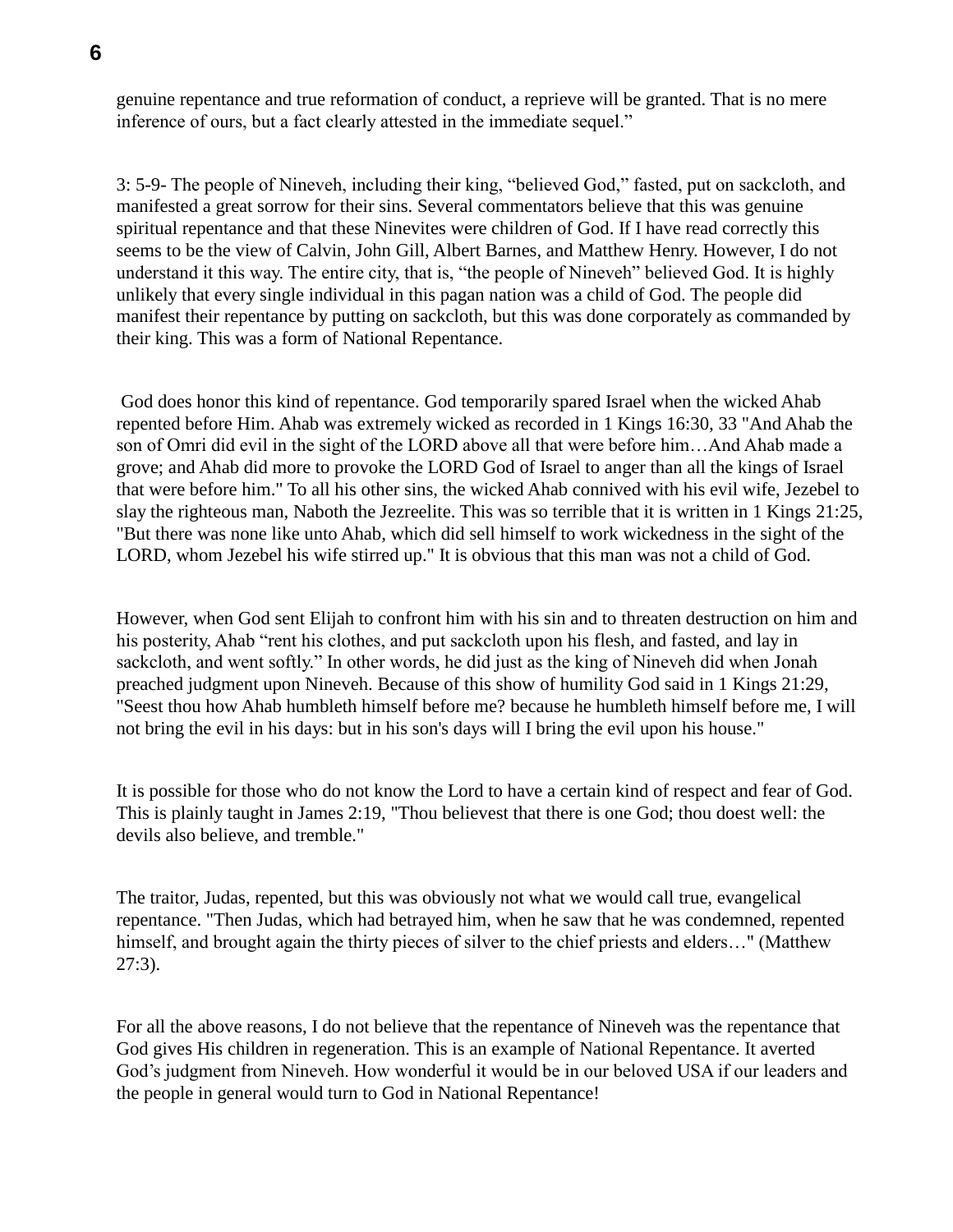genuine repentance and true reformation of conduct, a reprieve will be granted. That is no mere inference of ours, but a fact clearly attested in the immediate sequel."

3: 5-9- The people of Nineveh, including their king, "believed God," fasted, put on sackcloth, and manifested a great sorrow for their sins. Several commentators believe that this was genuine spiritual repentance and that these Ninevites were children of God. If I have read correctly this seems to be the view of Calvin, John Gill, Albert Barnes, and Matthew Henry. However, I do not understand it this way. The entire city, that is, "the people of Nineveh" believed God. It is highly unlikely that every single individual in this pagan nation was a child of God. The people did manifest their repentance by putting on sackcloth, but this was done corporately as commanded by their king. This was a form of National Repentance.

God does honor this kind of repentance. God temporarily spared Israel when the wicked Ahab repented before Him. Ahab was extremely wicked as recorded in 1 Kings 16:30, 33 "And Ahab the son of Omri did evil in the sight of the LORD above all that were before him…And Ahab made a grove; and Ahab did more to provoke the LORD God of Israel to anger than all the kings of Israel that were before him." To all his other sins, the wicked Ahab connived with his evil wife, Jezebel to slay the righteous man, Naboth the Jezreelite. This was so terrible that it is written in 1 Kings 21:25, "But there was none like unto Ahab, which did sell himself to work wickedness in the sight of the LORD, whom Jezebel his wife stirred up." It is obvious that this man was not a child of God.

However, when God sent Elijah to confront him with his sin and to threaten destruction on him and his posterity, Ahab "rent his clothes, and put sackcloth upon his flesh, and fasted, and lay in sackcloth, and went softly." In other words, he did just as the king of Nineveh did when Jonah preached judgment upon Nineveh. Because of this show of humility God said in 1 Kings 21:29, "Seest thou how Ahab humbleth himself before me? because he humbleth himself before me, I will not bring the evil in his days: but in his son's days will I bring the evil upon his house."

It is possible for those who do not know the Lord to have a certain kind of respect and fear of God. This is plainly taught in James 2:19, "Thou believest that there is one God; thou doest well: the devils also believe, and tremble."

The traitor, Judas, repented, but this was obviously not what we would call true, evangelical repentance. "Then Judas, which had betrayed him, when he saw that he was condemned, repented himself, and brought again the thirty pieces of silver to the chief priests and elders…" (Matthew 27:3).

For all the above reasons, I do not believe that the repentance of Nineveh was the repentance that God gives His children in regeneration. This is an example of National Repentance. It averted God's judgment from Nineveh. How wonderful it would be in our beloved USA if our leaders and the people in general would turn to God in National Repentance!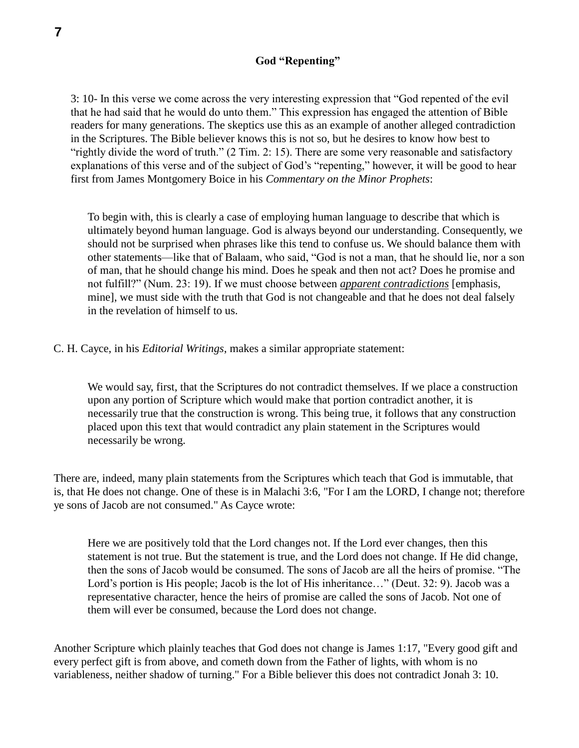## God "Repenting"

3: 10- In this verse we come across the very interesting expression that "God repented of the evil that he had said that he would do unto them." This expression has engaged the attention of Bible readers for many generations. The skeptics use this as an example of another alleged contradiction in the Scriptures. The Bible believer knows this is not so, but he desires to know how best to "rightly divide the word of truth." (2 Tim. 2: 15). There are some very reasonable and satisfactory explanations of this verse and of the subject of God's "repenting," however, it will be good to hear first from James Montgomery Boice in his *Commentary on the Minor Prophets*:

> To begin with, this is clearly a case of employing human language to describe that which is ultimately beyond human language. God is always beyond our understanding. Consequently, we should not be surprised when phrases like this tend to confuse us. We should balance them with other statements—like that of Balaam, who said, "God is not a man, that he should lie, nor a son of man, that he should change his mind. Does he speak and then not act? Does he promise and not fulfill?" (Num. 23: 19). If we must choose between ***apparent contradictions*** [emphasis, mine], we must side with the truth that God is not changeable and that he does not deal falsely in the revelation of himself to us.

C. H. Cayce, in his *Editorial Writings*, makes a similar appropriate statement:

> We would say, first, that the Scriptures do not contradict themselves. If we place a construction upon any portion of Scripture which would make that portion contradict another, it is necessarily true that the construction is wrong. This being true, it follows that any construction placed upon this text that would contradict any plain statement in the Scriptures would necessarily be wrong.

There are, indeed, many plain statements from the Scriptures which teach that God is immutable, that is, that He does not change. One of these is in Malachi 3:6, "For I am the LORD, I change not; therefore ye sons of Jacob are not consumed." As Cayce wrote:

> Here we are positively told that the Lord changes not. If the Lord ever changes, then this statement is not true. But the statement is true, and the Lord does not change. If He did change, then the sons of Jacob would be consumed. The sons of Jacob are all the heirs of promise. "The Lord's portion is His people; Jacob is the lot of His inheritance…" (Deut. 32: 9). Jacob was a representative character, hence the heirs of promise are called the sons of Jacob. Not one of them will ever be consumed, because the Lord does not change.

Another Scripture which plainly teaches that God does not change is James 1:17, "Every good gift and every perfect gift is from above, and cometh down from the Father of lights, with whom is no variableness, neither shadow of turning." For a Bible believer this does not contradict Jonah 3: 10.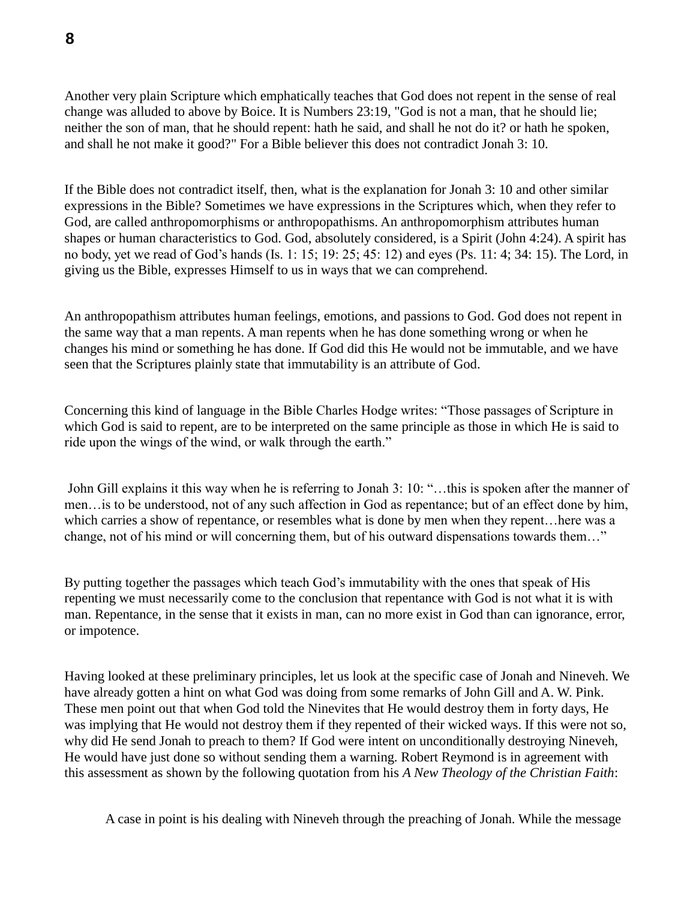Another very plain Scripture which emphatically teaches that God does not repent in the sense of real change was alluded to above by Boice. It is Numbers 23:19, "God is not a man, that he should lie; neither the son of man, that he should repent: hath he said, and shall he not do it? or hath he spoken, and shall he not make it good?" For a Bible believer this does not contradict Jonah 3: 10.

If the Bible does not contradict itself, then, what is the explanation for Jonah 3: 10 and other similar expressions in the Bible? Sometimes we have expressions in the Scriptures which, when they refer to God, are called anthropomorphisms or anthropopathisms. An anthropomorphism attributes human shapes or human characteristics to God. God, absolutely considered, is a Spirit (John 4:24). A spirit has no body, yet we read of God's hands (Is. 1: 15; 19: 25; 45: 12) and eyes (Ps. 11: 4; 34: 15). The Lord, in giving us the Bible, expresses Himself to us in ways that we can comprehend.

An anthropopathism attributes human feelings, emotions, and passions to God. God does not repent in the same way that a man repents. A man repents when he has done something wrong or when he changes his mind or something he has done. If God did this He would not be immutable, and we have seen that the Scriptures plainly state that immutability is an attribute of God.

Concerning this kind of language in the Bible Charles Hodge writes: "Those passages of Scripture in which God is said to repent, are to be interpreted on the same principle as those in which He is said to ride upon the wings of the wind, or walk through the earth."

John Gill explains it this way when he is referring to Jonah 3: 10: "…this is spoken after the manner of men…is to be understood, not of any such affection in God as repentance; but of an effect done by him, which carries a show of repentance, or resembles what is done by men when they repent…here was a change, not of his mind or will concerning them, but of his outward dispensations towards them…"

By putting together the passages which teach God's immutability with the ones that speak of His repenting we must necessarily come to the conclusion that repentance with God is not what it is with man. Repentance, in the sense that it exists in man, can no more exist in God than can ignorance, error, or impotence.

Having looked at these preliminary principles, let us look at the specific case of Jonah and Nineveh. We have already gotten a hint on what God was doing from some remarks of John Gill and A. W. Pink. These men point out that when God told the Ninevites that He would destroy them in forty days, He was implying that He would not destroy them if they repented of their wicked ways. If this were not so, why did He send Jonah to preach to them? If God were intent on unconditionally destroying Nineveh, He would have just done so without sending them a warning. Robert Reymond is in agreement with this assessment as shown by the following quotation from his *A New Theology of the Christian Faith*:

> A case in point is his dealing with Nineveh through the preaching of Jonah. While the message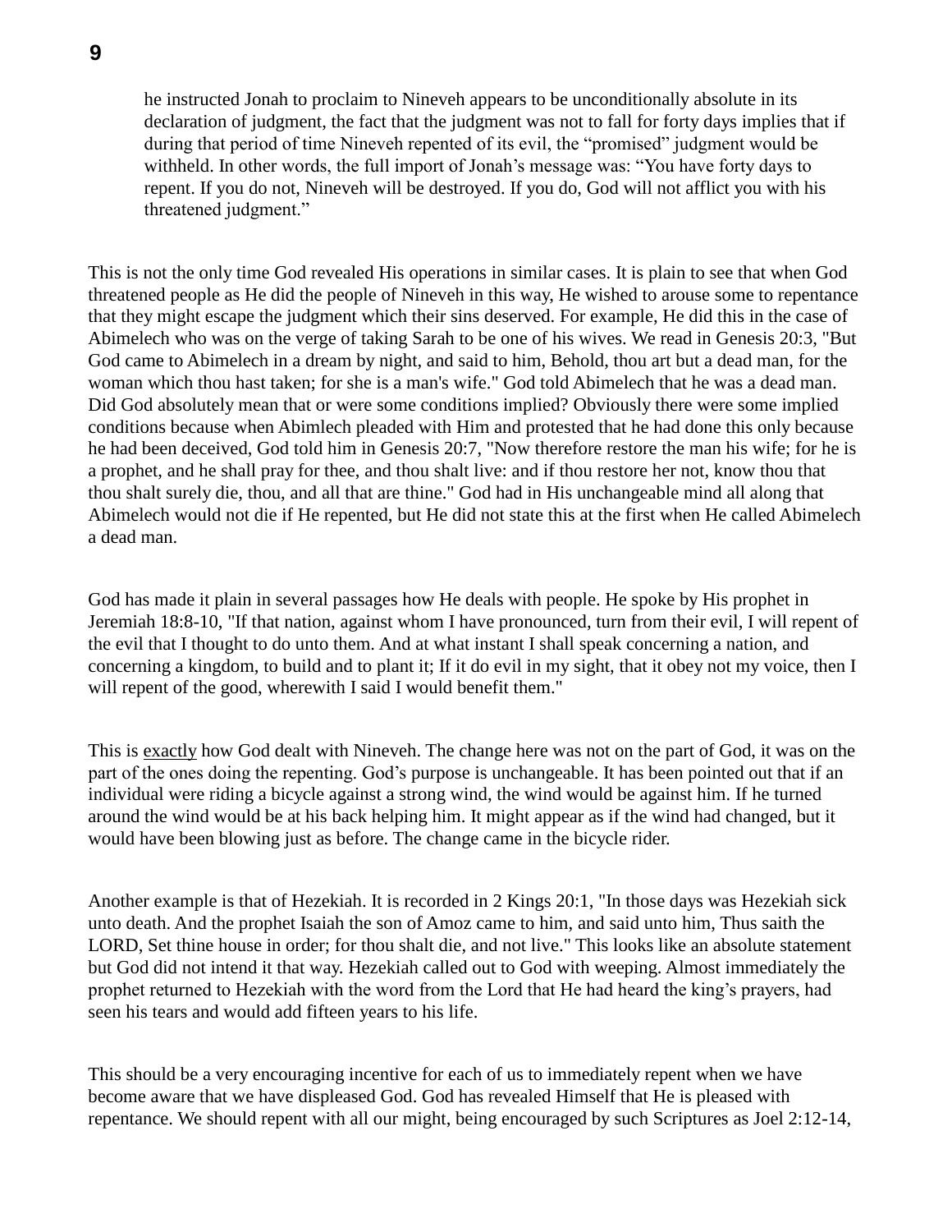> he instructed Jonah to proclaim to Nineveh appears to be unconditionally absolute in its declaration of judgment, the fact that the judgment was not to fall for forty days implies that if during that period of time Nineveh repented of its evil, the "promised" judgment would be withheld. In other words, the full import of Jonah's message was: "You have forty days to repent. If you do not, Nineveh will be destroyed. If you do, God will not afflict you with his threatened judgment."

This is not the only time God revealed His operations in similar cases. It is plain to see that when God threatened people as He did the people of Nineveh in this way, He wished to arouse some to repentance that they might escape the judgment which their sins deserved. For example, He did this in the case of Abimelech who was on the verge of taking Sarah to be one of his wives. We read in Genesis 20:3, "But God came to Abimelech in a dream by night, and said to him, Behold, thou art but a dead man, for the woman which thou hast taken; for she is a man's wife." God told Abimelech that he was a dead man. Did God absolutely mean that or were some conditions implied? Obviously there were some implied conditions because when Abimlech pleaded with Him and protested that he had done this only because he had been deceived, God told him in Genesis 20:7, "Now therefore restore the man his wife; for he is a prophet, and he shall pray for thee, and thou shalt live: and if thou restore her not, know thou that thou shalt surely die, thou, and all that are thine." God had in His unchangeable mind all along that Abimelech would not die if He repented, but He did not state this at the first when He called Abimelech a dead man.

God has made it plain in several passages how He deals with people. He spoke by His prophet in Jeremiah 18:8-10, "If that nation, against whom I have pronounced, turn from their evil, I will repent of the evil that I thought to do unto them. And at what instant I shall speak concerning a nation, and concerning a kingdom, to build and to plant it; If it do evil in my sight, that it obey not my voice, then I will repent of the good, wherewith I said I would benefit them."

This is <u>exactly</u> how God dealt with Nineveh. The change here was not on the part of God, it was on the part of the ones doing the repenting. God's purpose is unchangeable. It has been pointed out that if an individual were riding a bicycle against a strong wind, the wind would be against him. If he turned around the wind would be at his back helping him. It might appear as if the wind had changed, but it would have been blowing just as before. The change came in the bicycle rider.

Another example is that of Hezekiah. It is recorded in 2 Kings 20:1, "In those days was Hezekiah sick unto death. And the prophet Isaiah the son of Amoz came to him, and said unto him, Thus saith the LORD, Set thine house in order; for thou shalt die, and not live." This looks like an absolute statement but God did not intend it that way. Hezekiah called out to God with weeping. Almost immediately the prophet returned to Hezekiah with the word from the Lord that He had heard the king's prayers, had seen his tears and would add fifteen years to his life.

This should be a very encouraging incentive for each of us to immediately repent when we have become aware that we have displeased God. God has revealed Himself that He is pleased with repentance. We should repent with all our might, being encouraged by such Scriptures as Joel 2:12-14,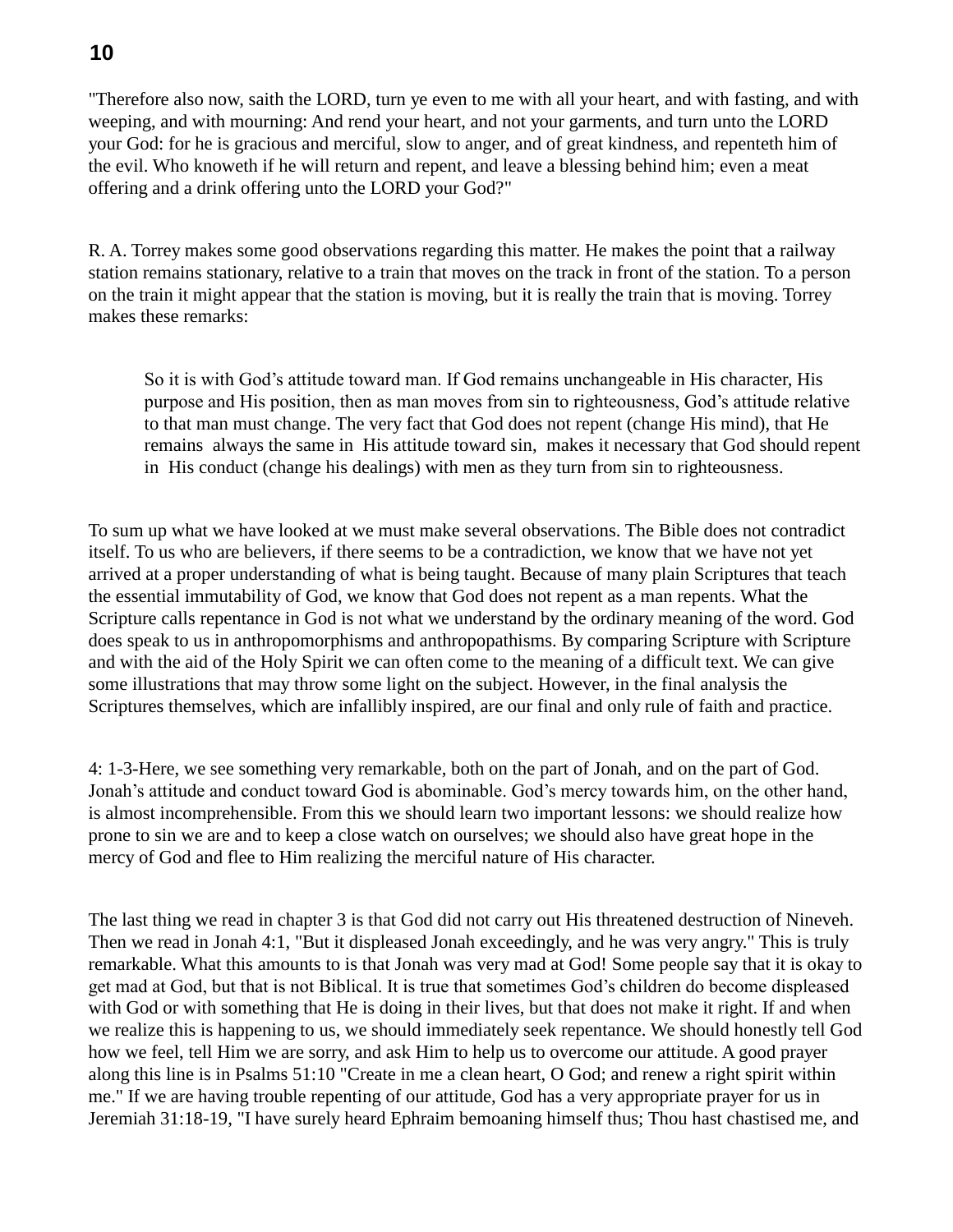"Therefore also now, saith the LORD, turn ye even to me with all your heart, and with fasting, and with weeping, and with mourning: And rend your heart, and not your garments, and turn unto the LORD your God: for he is gracious and merciful, slow to anger, and of great kindness, and repenteth him of the evil. Who knoweth if he will return and repent, and leave a blessing behind him; even a meat offering and a drink offering unto the LORD your God?"

R. A. Torrey makes some good observations regarding this matter. He makes the point that a railway station remains stationary, relative to a train that moves on the track in front of the station. To a person on the train it might appear that the station is moving, but it is really the train that is moving. Torrey makes these remarks:

> So it is with God's attitude toward man. If God remains unchangeable in His character, His purpose and His position, then as man moves from sin to righteousness, God's attitude relative to that man must change. The very fact that God does not repent (change His mind), that He remains always the same in His attitude toward sin, makes it necessary that God should repent in His conduct (change his dealings) with men as they turn from sin to righteousness.

To sum up what we have looked at we must make several observations. The Bible does not contradict itself. To us who are believers, if there seems to be a contradiction, we know that we have not yet arrived at a proper understanding of what is being taught. Because of many plain Scriptures that teach the essential immutability of God, we know that God does not repent as a man repents. What the Scripture calls repentance in God is not what we understand by the ordinary meaning of the word. God does speak to us in anthropomorphisms and anthropopathisms. By comparing Scripture with Scripture and with the aid of the Holy Spirit we can often come to the meaning of a difficult text. We can give some illustrations that may throw some light on the subject. However, in the final analysis the Scriptures themselves, which are infallibly inspired, are our final and only rule of faith and practice.

4: 1-3-Here, we see something very remarkable, both on the part of Jonah, and on the part of God. Jonah's attitude and conduct toward God is abominable. God's mercy towards him, on the other hand, is almost incomprehensible. From this we should learn two important lessons: we should realize how prone to sin we are and to keep a close watch on ourselves; we should also have great hope in the mercy of God and flee to Him realizing the merciful nature of His character.

The last thing we read in chapter 3 is that God did not carry out His threatened destruction of Nineveh. Then we read in Jonah 4:1, "But it displeased Jonah exceedingly, and he was very angry." This is truly remarkable. What this amounts to is that Jonah was very mad at God! Some people say that it is okay to get mad at God, but that is not Biblical. It is true that sometimes God's children do become displeased with God or with something that He is doing in their lives, but that does not make it right. If and when we realize this is happening to us, we should immediately seek repentance. We should honestly tell God how we feel, tell Him we are sorry, and ask Him to help us to overcome our attitude. A good prayer along this line is in Psalms 51:10 "Create in me a clean heart, O God; and renew a right spirit within me." If we are having trouble repenting of our attitude, God has a very appropriate prayer for us in Jeremiah 31:18-19, "I have surely heard Ephraim bemoaning himself thus; Thou hast chastised me, and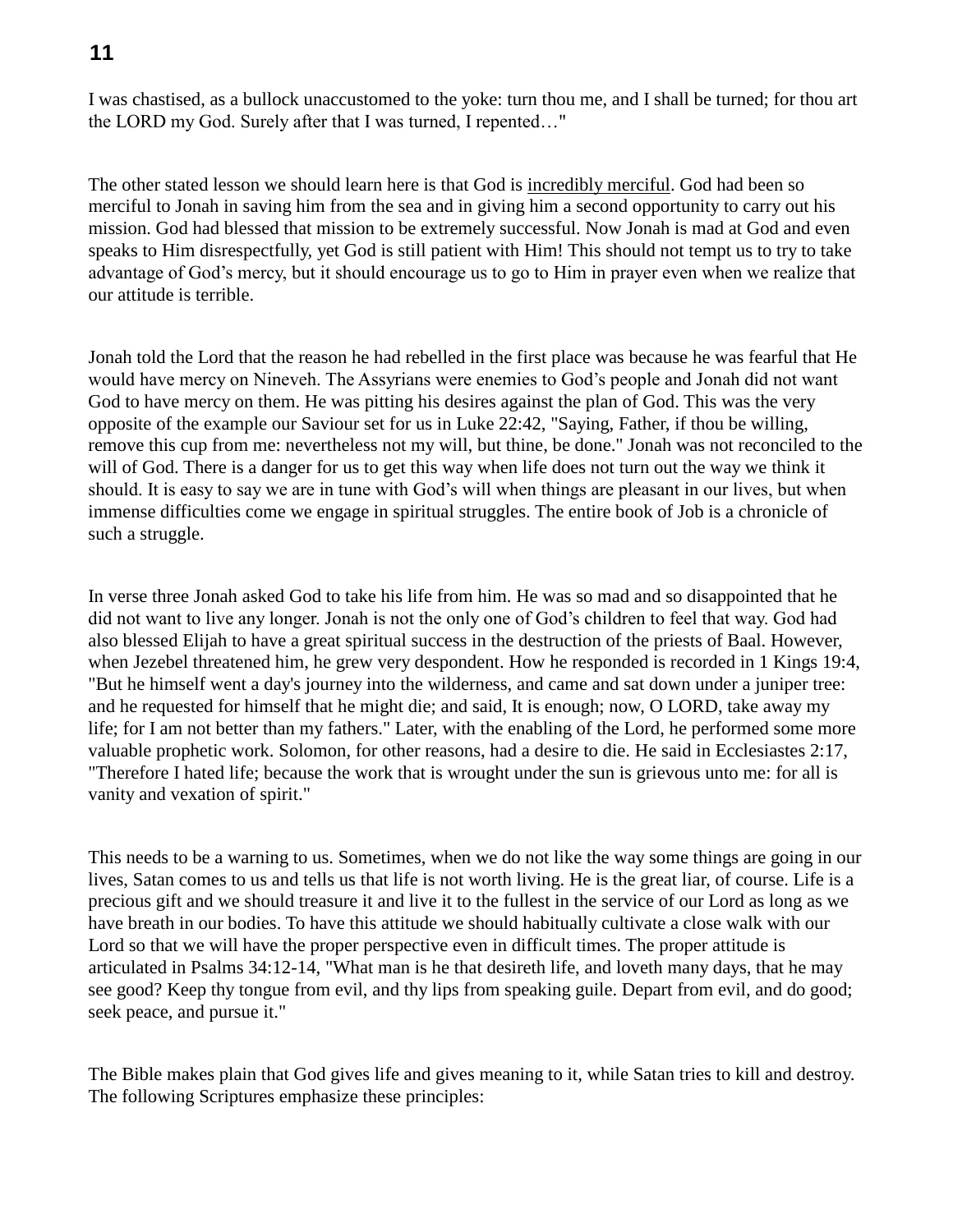I was chastised, as a bullock unaccustomed to the yoke: turn thou me, and I shall be turned; for thou art the LORD my God. Surely after that I was turned, I repented…"

The other stated lesson we should learn here is that God is <u>incredibly merciful</u>. God had been so merciful to Jonah in saving him from the sea and in giving him a second opportunity to carry out his mission. God had blessed that mission to be extremely successful. Now Jonah is mad at God and even speaks to Him disrespectfully, yet God is still patient with Him! This should not tempt us to try to take advantage of God's mercy, but it should encourage us to go to Him in prayer even when we realize that our attitude is terrible.

Jonah told the Lord that the reason he had rebelled in the first place was because he was fearful that He would have mercy on Nineveh. The Assyrians were enemies to God's people and Jonah did not want God to have mercy on them. He was pitting his desires against the plan of God. This was the very opposite of the example our Saviour set for us in Luke 22:42, "Saying, Father, if thou be willing, remove this cup from me: nevertheless not my will, but thine, be done." Jonah was not reconciled to the will of God. There is a danger for us to get this way when life does not turn out the way we think it should. It is easy to say we are in tune with God's will when things are pleasant in our lives, but when immense difficulties come we engage in spiritual struggles. The entire book of Job is a chronicle of such a struggle.

In verse three Jonah asked God to take his life from him. He was so mad and so disappointed that he did not want to live any longer. Jonah is not the only one of God's children to feel that way. God had also blessed Elijah to have a great spiritual success in the destruction of the priests of Baal. However, when Jezebel threatened him, he grew very despondent. How he responded is recorded in 1 Kings 19:4, "But he himself went a day's journey into the wilderness, and came and sat down under a juniper tree: and he requested for himself that he might die; and said, It is enough; now, O LORD, take away my life; for I am not better than my fathers." Later, with the enabling of the Lord, he performed some more valuable prophetic work. Solomon, for other reasons, had a desire to die. He said in Ecclesiastes 2:17, "Therefore I hated life; because the work that is wrought under the sun is grievous unto me: for all is vanity and vexation of spirit."

This needs to be a warning to us. Sometimes, when we do not like the way some things are going in our lives, Satan comes to us and tells us that life is not worth living. He is the great liar, of course. Life is a precious gift and we should treasure it and live it to the fullest in the service of our Lord as long as we have breath in our bodies. To have this attitude we should habitually cultivate a close walk with our Lord so that we will have the proper perspective even in difficult times. The proper attitude is articulated in Psalms 34:12-14, "What man is he that desireth life, and loveth many days, that he may see good? Keep thy tongue from evil, and thy lips from speaking guile. Depart from evil, and do good; seek peace, and pursue it."

The Bible makes plain that God gives life and gives meaning to it, while Satan tries to kill and destroy. The following Scriptures emphasize these principles: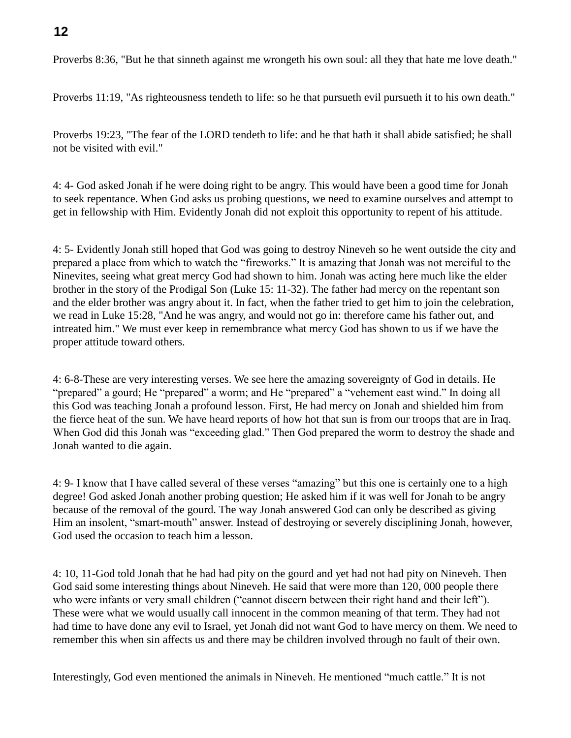Proverbs 8:36, "But he that sinneth against me wrongeth his own soul: all they that hate me love death."

Proverbs 11:19, "As righteousness tendeth to life: so he that pursueth evil pursueth it to his own death."

Proverbs 19:23, "The fear of the LORD tendeth to life: and he that hath it shall abide satisfied; he shall not be visited with evil."

4: 4- God asked Jonah if he were doing right to be angry. This would have been a good time for Jonah to seek repentance. When God asks us probing questions, we need to examine ourselves and attempt to get in fellowship with Him. Evidently Jonah did not exploit this opportunity to repent of his attitude.

4: 5- Evidently Jonah still hoped that God was going to destroy Nineveh so he went outside the city and prepared a place from which to watch the "fireworks." It is amazing that Jonah was not merciful to the Ninevites, seeing what great mercy God had shown to him. Jonah was acting here much like the elder brother in the story of the Prodigal Son (Luke 15: 11-32). The father had mercy on the repentant son and the elder brother was angry about it. In fact, when the father tried to get him to join the celebration, we read in Luke 15:28, "And he was angry, and would not go in: therefore came his father out, and intreated him." We must ever keep in remembrance what mercy God has shown to us if we have the proper attitude toward others.

4: 6-8-These are very interesting verses. We see here the amazing sovereignty of God in details. He "prepared" a gourd; He "prepared" a worm; and He "prepared" a "vehement east wind." In doing all this God was teaching Jonah a profound lesson. First, He had mercy on Jonah and shielded him from the fierce heat of the sun. We have heard reports of how hot that sun is from our troops that are in Iraq. When God did this Jonah was "exceeding glad." Then God prepared the worm to destroy the shade and Jonah wanted to die again.

4: 9- I know that I have called several of these verses "amazing" but this one is certainly one to a high degree! God asked Jonah another probing question; He asked him if it was well for Jonah to be angry because of the removal of the gourd. The way Jonah answered God can only be described as giving Him an insolent, "smart-mouth" answer. Instead of destroying or severely disciplining Jonah, however, God used the occasion to teach him a lesson.

4: 10, 11-God told Jonah that he had had pity on the gourd and yet had not had pity on Nineveh. Then God said some interesting things about Nineveh. He said that were more than 120, 000 people there who were infants or very small children ("cannot discern between their right hand and their left"). These were what we would usually call innocent in the common meaning of that term. They had not had time to have done any evil to Israel, yet Jonah did not want God to have mercy on them. We need to remember this when sin affects us and there may be children involved through no fault of their own.

Interestingly, God even mentioned the animals in Nineveh. He mentioned "much cattle." It is not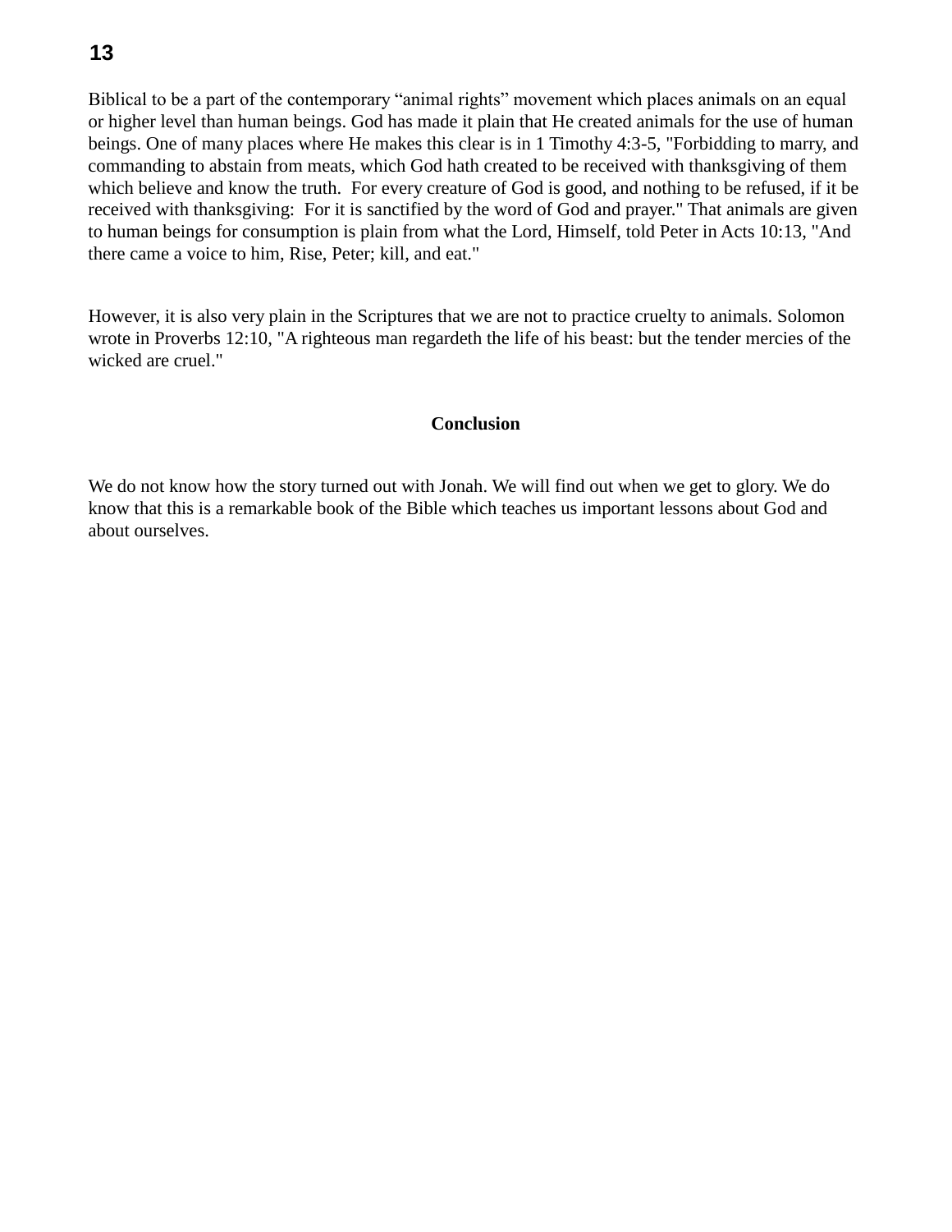Biblical to be a part of the contemporary "animal rights" movement which places animals on an equal or higher level than human beings. God has made it plain that He created animals for the use of human beings. One of many places where He makes this clear is in 1 Timothy 4:3-5, "Forbidding to marry, and commanding to abstain from meats, which God hath created to be received with thanksgiving of them which believe and know the truth. For every creature of God is good, and nothing to be refused, if it be received with thanksgiving: For it is sanctified by the word of God and prayer." That animals are given to human beings for consumption is plain from what the Lord, Himself, told Peter in Acts 10:13, "And there came a voice to him, Rise, Peter; kill, and eat."

However, it is also very plain in the Scriptures that we are not to practice cruelty to animals. Solomon wrote in Proverbs 12:10, "A righteous man regardeth the life of his beast: but the tender mercies of the wicked are cruel."

## Conclusion

We do not know how the story turned out with Jonah. We will find out when we get to glory. We do know that this is a remarkable book of the Bible which teaches us important lessons about God and about ourselves.